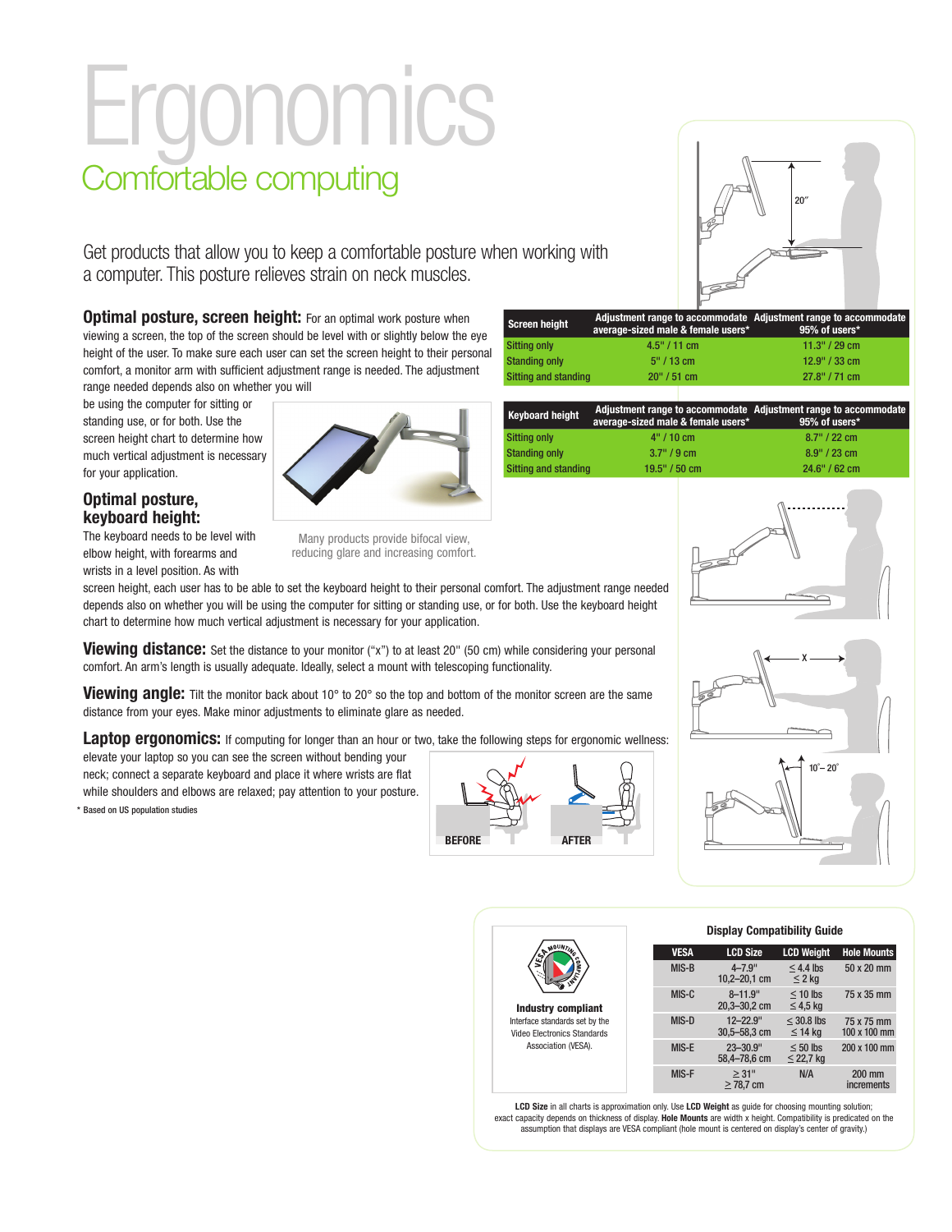# Ergonomics

## Comfortable computing

Get products that allow you to keep a comfortable posture when working with a computer. This posture relieves strain on neck muscles.

**Optimal posture, screen height:** For an optimal work posture when viewing a screen, the top of the screen should be level with or slightly below the eye height of the user. To make sure each user can set the screen height to their personal comfort, a monitor arm with sufficient adjustment range is needed. The adjustment range needed depends also on whether you will be using the computer for sitting or standing use, or for both. Use the screen height chart to determine how much vertical adjustment is necessary for your application.

| Screen height | Adjustment range to accommodate average-sized male & female users* | Adjustment range to accommodate 95% of users* |
|---|---|---|
| Sitting only | 4.5" / 11 cm | 11.3" / 29 cm |
| Standing only | 5" / 13 cm | 12.9" / 33 cm |
| Sitting and standing | 20" / 51 cm | 27.8" / 71 cm |

| Keyboard height | Adjustment range to accommodate average-sized male & female users* | Adjustment range to accommodate 95% of users* |
|---|---|---|
| Sitting only | 4" / 10 cm | 8.7" / 22 cm |
| Standing only | 3.7" / 9 cm | 8.9" / 23 cm |
| Sitting and standing | 19.5" / 50 cm | 24.6" / 62 cm |

Many products provide bifocal view, reducing glare and increasing comfort.

**Optimal posture, keyboard height:** The keyboard needs to be level with elbow height, with forearms and wrists in a level position. As with screen height, each user has to be able to set the keyboard height to their personal comfort. The adjustment range needed depends also on whether you will be using the computer for sitting or standing use, or for both. Use the keyboard height chart to determine how much vertical adjustment is necessary for your application.

**Viewing distance:** Set the distance to your monitor ("x") to at least 20" (50 cm) while considering your personal comfort. An arm's length is usually adequate. Ideally, select a mount with telescoping functionality.

**Viewing angle:** Tilt the monitor back about 10° to 20° so the top and bottom of the monitor screen are the same distance from your eyes. Make minor adjustments to eliminate glare as needed.

**Laptop ergonomics:** If computing for longer than an hour or two, take the following steps for ergonomic wellness: elevate your laptop so you can see the screen without bending your neck; connect a separate keyboard and place it where wrists are flat while shoulders and elbows are relaxed; pay attention to your posture.

BEFORE AFTER

\* Based on US population studies

**Industry compliant**
Interface standards set by the Video Electronics Standards Association (VESA).

**Display Compatibility Guide**

| VESA | LCD Size | LCD Weight | Hole Mounts |
|---|---|---|---|
| MIS-B | 4–7.9" 10,2–20,1 cm | ≤ 4.4 lbs ≤ 2 kg | 50 x 20 mm |
| MIS-C | 8–11.9" 20,3–30,2 cm | ≤ 10 lbs ≤ 4,5 kg | 75 x 35 mm |
| MIS-D | 12–22.9" 30,5–58,3 cm | ≤ 30.8 lbs ≤ 14 kg | 75 x 75 mm 100 x 100 mm |
| MIS-E | 23–30.9" 58,4–78,6 cm | ≤ 50 lbs ≤ 22,7 kg | 200 x 100 mm |
| MIS-F | ≥ 31" ≥ 78,7 cm | N/A | 200 mm increments |

**LCD Size** in all charts is approximation only. Use **LCD Weight** as guide for choosing mounting solution; exact capacity depends on thickness of display. **Hole Mounts** are width x height. Compatibility is predicated on the assumption that displays are VESA compliant (hole mount is centered on display's center of gravity.)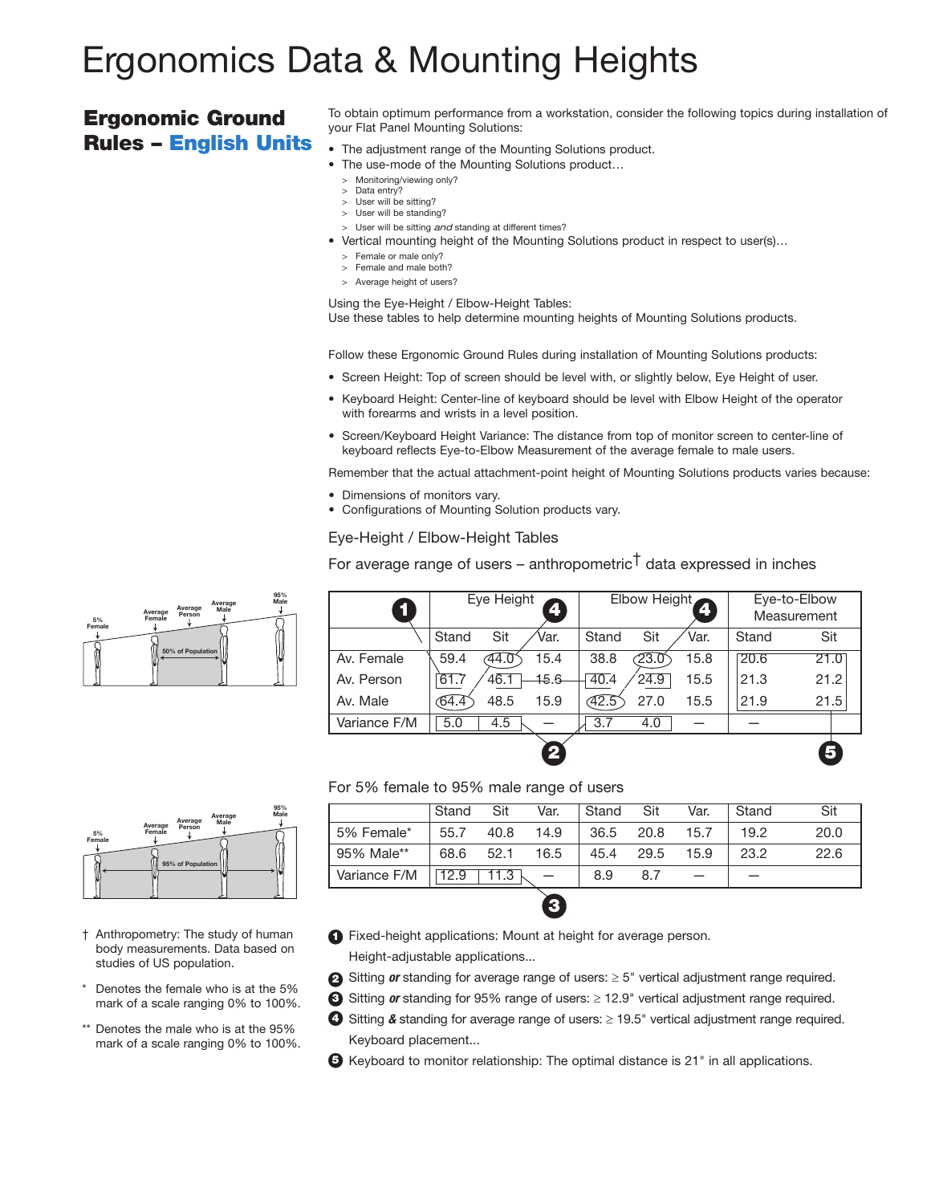# Ergonomics Data & Mounting Heights

## Ergonomic Ground Rules – English Units

To obtain optimum performance from a workstation, consider the following topics during installation of your Flat Panel Mounting Solutions:

- The adjustment range of the Mounting Solutions product.
- The use-mode of the Mounting Solutions product…
  - > Monitoring/viewing only?
  - > Data entry?
  - > User will be sitting?
  - > User will be standing?
  - > User will be sitting *and* standing at different times?
- Vertical mounting height of the Mounting Solutions product in respect to user(s)…
  - > Female or male only?
  - > Female and male both?
  - > Average height of users?

Using the Eye-Height / Elbow-Height Tables:
Use these tables to help determine mounting heights of Mounting Solutions products.

Follow these Ergonomic Ground Rules during installation of Mounting Solutions products:

- Screen Height: Top of screen should be level with, or slightly below, Eye Height of user.
- Keyboard Height: Center-line of keyboard should be level with Elbow Height of the operator with forearms and wrists in a level position.
- Screen/Keyboard Height Variance: The distance from top of monitor screen to center-line of keyboard reflects Eye-to-Elbow Measurement of the average female to male users.

Remember that the actual attachment-point height of Mounting Solutions products varies because:

- Dimensions of monitors vary.
- Configurations of Mounting Solution products vary.

Eye-Height / Elbow-Height Tables

For average range of users – anthropometric† data expressed in inches

| ❶ | Eye Height ❹ | | | Elbow Height ❹ | | | Eye-to-Elbow Measurement | |
|---|---|---|---|---|---|---|---|---|
| | Stand | Sit | Var. | Stand | Sit | Var. | Stand | Sit |
| Av. Female | 59.4 | 44.0 | 15.4 | 38.8 | 23.0 | 15.8 | 20.6 | 21.0 |
| Av. Person | 61.7 | 46.1 | 15.6 | 40.4 | 24.9 | 15.5 | 21.3 | 21.2 |
| Av. Male | 64.4 | 48.5 | 15.9 | 42.5 | 27.0 | 15.5 | 21.9 | 21.5 |
| Variance F/M | 5.0 | 4.5 | — | 3.7 | 4.0 | — | — | |

❷ ❺

For 5% female to 95% male range of users

| | Stand | Sit | Var. | Stand | Sit | Var. | Stand | Sit |
|---|---|---|---|---|---|---|---|---|
| 5% Female* | 55.7 | 40.8 | 14.9 | 36.5 | 20.8 | 15.7 | 19.2 | 20.0 |
| 95% Male** | 68.6 | 52.1 | 16.5 | 45.4 | 29.5 | 15.9 | 23.2 | 22.6 |
| Variance F/M | 12.9 | 11.3 | — | 8.9 | 8.7 | — | — | |

❸

❶ Fixed-height applications: Mount at height for average person.

Height-adjustable applications...

❷ Sitting ***or*** standing for average range of users: ≥ 5" vertical adjustment range required.

❸ Sitting ***or*** standing for 95% range of users: ≥ 12.9" vertical adjustment range required.

❹ Sitting ***&*** standing for average range of users: ≥ 19.5" vertical adjustment range required.

Keyboard placement...

❺ Keyboard to monitor relationship: The optimal distance is 21" in all applications.

5% Female, Average Female, Average Person, Average Male, 95% Male — 50% of Population

5% Female, Average Female, Average Person, Average Male, 95% Male — 95% of Population

† Anthropometry: The study of human body measurements. Data based on studies of US population.

\* Denotes the female who is at the 5% mark of a scale ranging 0% to 100%.

\*\* Denotes the male who is at the 95% mark of a scale ranging 0% to 100%.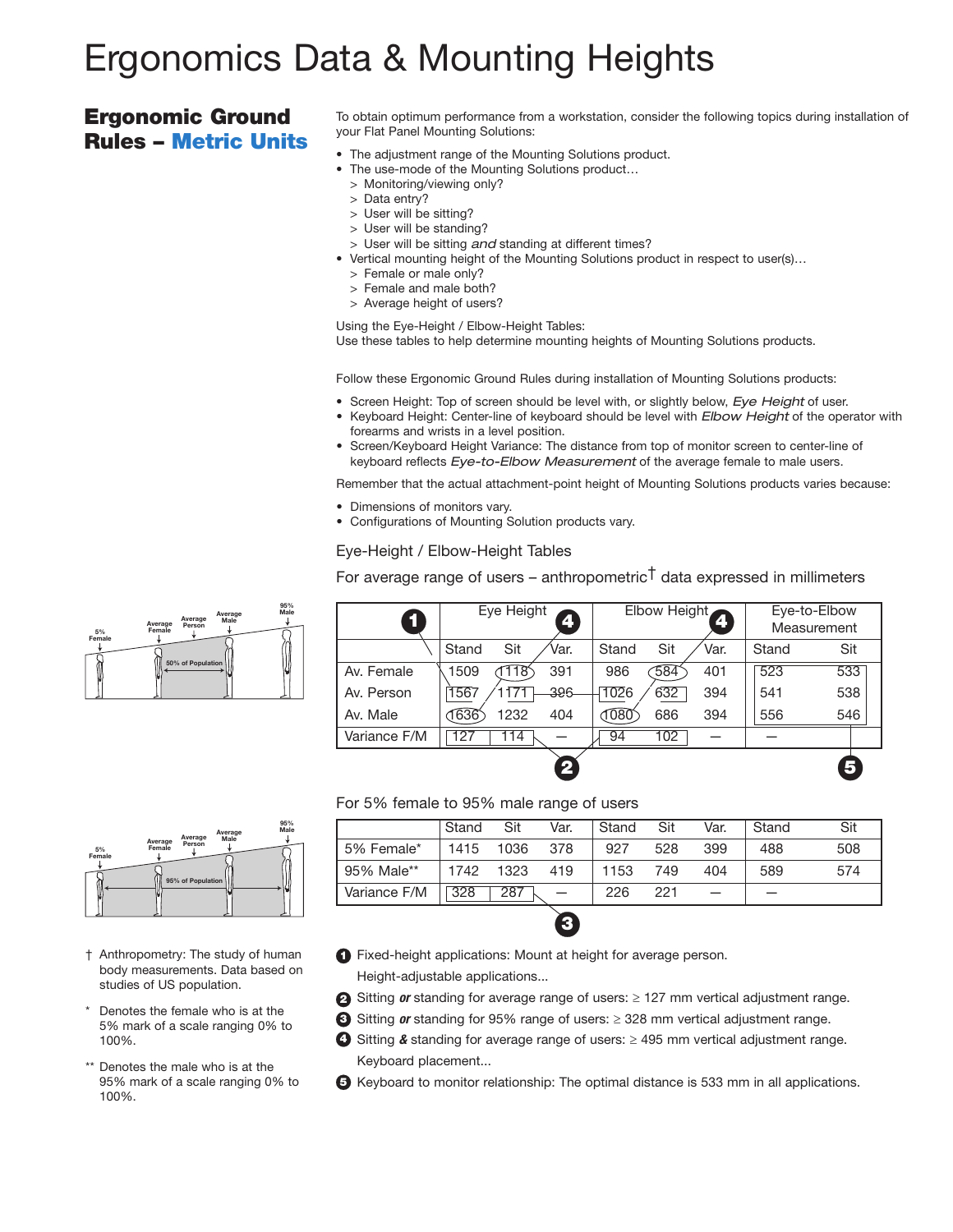# Ergonomics Data & Mounting Heights

## Ergonomic Ground Rules – Metric Units

To obtain optimum performance from a workstation, consider the following topics during installation of your Flat Panel Mounting Solutions:

- The adjustment range of the Mounting Solutions product.
- The use-mode of the Mounting Solutions product…
  - > Monitoring/viewing only?
  - > Data entry?
  - > User will be sitting?
  - > User will be standing?
  - > User will be sitting *and* standing at different times?
- Vertical mounting height of the Mounting Solutions product in respect to user(s)…
  - > Female or male only?
  - > Female and male both?
  - > Average height of users?

Using the Eye-Height / Elbow-Height Tables:
Use these tables to help determine mounting heights of Mounting Solutions products.

Follow these Ergonomic Ground Rules during installation of Mounting Solutions products:

- Screen Height: Top of screen should be level with, or slightly below, *Eye Height* of user.
- Keyboard Height: Center-line of keyboard should be level with *Elbow Height* of the operator with forearms and wrists in a level position.
- Screen/Keyboard Height Variance: The distance from top of monitor screen to center-line of keyboard reflects *Eye-to-Elbow Measurement* of the average female to male users.

Remember that the actual attachment-point height of Mounting Solutions products varies because:

- Dimensions of monitors vary.
- Configurations of Mounting Solution products vary.

### Eye-Height / Elbow-Height Tables

For average range of users – anthropometric† data expressed in millimeters

5% Female | Average Female | Average Person | Average Male | 95% Male | 50% of Population

| ❶ | Eye Height ❹ | | | Elbow Height ❹ | | | Eye-to-Elbow Measurement | |
|---|---|---|---|---|---|---|---|---|
| | Stand | Sit | Var. | Stand | Sit | Var. | Stand | Sit |
| Av. Female | 1509 | 1118 | 391 | 986 | 584 | 401 | 523 | 533 |
| Av. Person | 1567 | 1171 | 396 | 1026 | 632 | 394 | 541 | 538 |
| Av. Male | 1636 | 1232 | 404 | 1080 | 686 | 394 | 556 | 546 |
| Variance F/M | 127 | 114 | — | 94 | 102 | — | — | |

❷ ❺

For 5% female to 95% male range of users

5% Female | Average Female | Average Person | Average Male | 95% Male | 95% of Population

| | Stand | Sit | Var. | Stand | Sit | Var. | Stand | Sit |
|---|---|---|---|---|---|---|---|---|
| 5% Female* | 1415 | 1036 | 378 | 927 | 528 | 399 | 488 | 508 |
| 95% Male** | 1742 | 1323 | 419 | 1153 | 749 | 404 | 589 | 574 |
| Variance F/M | 328 | 287 | — | 226 | 221 | — | — | |

❸

❶ Fixed-height applications: Mount at height for average person.

Height-adjustable applications...

❷ Sitting ***or*** standing for average range of users: ≥ 127 mm vertical adjustment range.

❸ Sitting ***or*** standing for 95% range of users: ≥ 328 mm vertical adjustment range.

❹ Sitting ***&*** standing for average range of users: ≥ 495 mm vertical adjustment range.

Keyboard placement...

❺ Keyboard to monitor relationship: The optimal distance is 533 mm in all applications.

† Anthropometry: The study of human body measurements. Data based on studies of US population.

\* Denotes the female who is at the 5% mark of a scale ranging 0% to 100%.

** Denotes the male who is at the 95% mark of a scale ranging 0% to 100%.